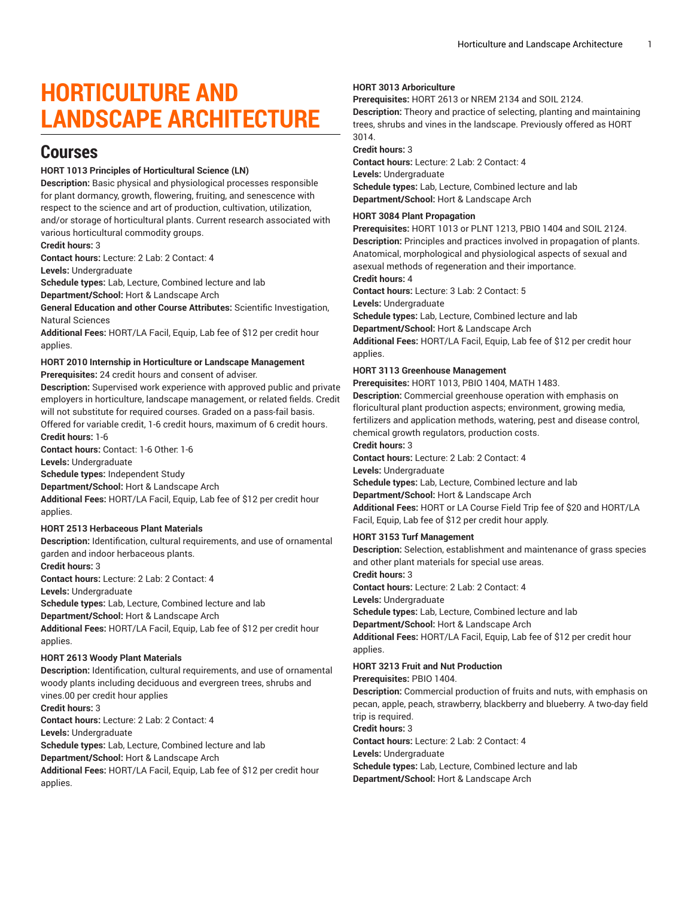# HORTICULTURE AND LANDSCAPE ARCHITECTURE

## Courses

**HORT 1013 Principles of Horticultural Science (LN)**
**Description:** Basic physical and physiological processes responsible for plant dormancy, growth, flowering, fruiting, and senescence with respect to the science and art of production, cultivation, utilization, and/or storage of horticultural plants. Current research associated with various horticultural commodity groups.
**Credit hours:** 3
**Contact hours:** Lecture: 2 Lab: 2 Contact: 4
**Levels:** Undergraduate
**Schedule types:** Lab, Lecture, Combined lecture and lab
**Department/School:** Hort & Landscape Arch
**General Education and other Course Attributes:** Scientific Investigation, Natural Sciences
**Additional Fees:** HORT/LA Facil, Equip, Lab fee of $12 per credit hour applies.

**HORT 2010 Internship in Horticulture or Landscape Management**
**Prerequisites:** 24 credit hours and consent of adviser.
**Description:** Supervised work experience with approved public and private employers in horticulture, landscape management, or related fields. Credit will not substitute for required courses. Graded on a pass-fail basis. Offered for variable credit, 1-6 credit hours, maximum of 6 credit hours.
**Credit hours:** 1-6
**Contact hours:** Contact: 1-6 Other: 1-6
**Levels:** Undergraduate
**Schedule types:** Independent Study
**Department/School:** Hort & Landscape Arch
**Additional Fees:** HORT/LA Facil, Equip, Lab fee of $12 per credit hour applies.

**HORT 2513 Herbaceous Plant Materials**
**Description:** Identification, cultural requirements, and use of ornamental garden and indoor herbaceous plants.
**Credit hours:** 3
**Contact hours:** Lecture: 2 Lab: 2 Contact: 4
**Levels:** Undergraduate
**Schedule types:** Lab, Lecture, Combined lecture and lab
**Department/School:** Hort & Landscape Arch
**Additional Fees:** HORT/LA Facil, Equip, Lab fee of $12 per credit hour applies.

**HORT 2613 Woody Plant Materials**
**Description:** Identification, cultural requirements, and use of ornamental woody plants including deciduous and evergreen trees, shrubs and vines.00 per credit hour applies
**Credit hours:** 3
**Contact hours:** Lecture: 2 Lab: 2 Contact: 4
**Levels:** Undergraduate
**Schedule types:** Lab, Lecture, Combined lecture and lab
**Department/School:** Hort & Landscape Arch
**Additional Fees:** HORT/LA Facil, Equip, Lab fee of $12 per credit hour applies.

**HORT 3013 Arboriculture**
**Prerequisites:** HORT 2613 or NREM 2134 and SOIL 2124.
**Description:** Theory and practice of selecting, planting and maintaining trees, shrubs and vines in the landscape. Previously offered as HORT 3014.
**Credit hours:** 3
**Contact hours:** Lecture: 2 Lab: 2 Contact: 4
**Levels:** Undergraduate
**Schedule types:** Lab, Lecture, Combined lecture and lab
**Department/School:** Hort & Landscape Arch

**HORT 3084 Plant Propagation**
**Prerequisites:** HORT 1013 or PLNT 1213, PBIO 1404 and SOIL 2124.
**Description:** Principles and practices involved in propagation of plants. Anatomical, morphological and physiological aspects of sexual and asexual methods of regeneration and their importance.
**Credit hours:** 4
**Contact hours:** Lecture: 3 Lab: 2 Contact: 5
**Levels:** Undergraduate
**Schedule types:** Lab, Lecture, Combined lecture and lab
**Department/School:** Hort & Landscape Arch
**Additional Fees:** HORT/LA Facil, Equip, Lab fee of $12 per credit hour applies.

**HORT 3113 Greenhouse Management**
**Prerequisites:** HORT 1013, PBIO 1404, MATH 1483.
**Description:** Commercial greenhouse operation with emphasis on floricultural plant production aspects; environment, growing media, fertilizers and application methods, watering, pest and disease control, chemical growth regulators, production costs.
**Credit hours:** 3
**Contact hours:** Lecture: 2 Lab: 2 Contact: 4
**Levels:** Undergraduate
**Schedule types:** Lab, Lecture, Combined lecture and lab
**Department/School:** Hort & Landscape Arch
**Additional Fees:** HORT or LA Course Field Trip fee of $20 and HORT/LA Facil, Equip, Lab fee of $12 per credit hour apply.

**HORT 3153 Turf Management**
**Description:** Selection, establishment and maintenance of grass species and other plant materials for special use areas.
**Credit hours:** 3
**Contact hours:** Lecture: 2 Lab: 2 Contact: 4
**Levels:** Undergraduate
**Schedule types:** Lab, Lecture, Combined lecture and lab
**Department/School:** Hort & Landscape Arch
**Additional Fees:** HORT/LA Facil, Equip, Lab fee of $12 per credit hour applies.

**HORT 3213 Fruit and Nut Production**
**Prerequisites:** PBIO 1404.
**Description:** Commercial production of fruits and nuts, with emphasis on pecan, apple, peach, strawberry, blackberry and blueberry. A two-day field trip is required.
**Credit hours:** 3
**Contact hours:** Lecture: 2 Lab: 2 Contact: 4
**Levels:** Undergraduate
**Schedule types:** Lab, Lecture, Combined lecture and lab
**Department/School:** Hort & Landscape Arch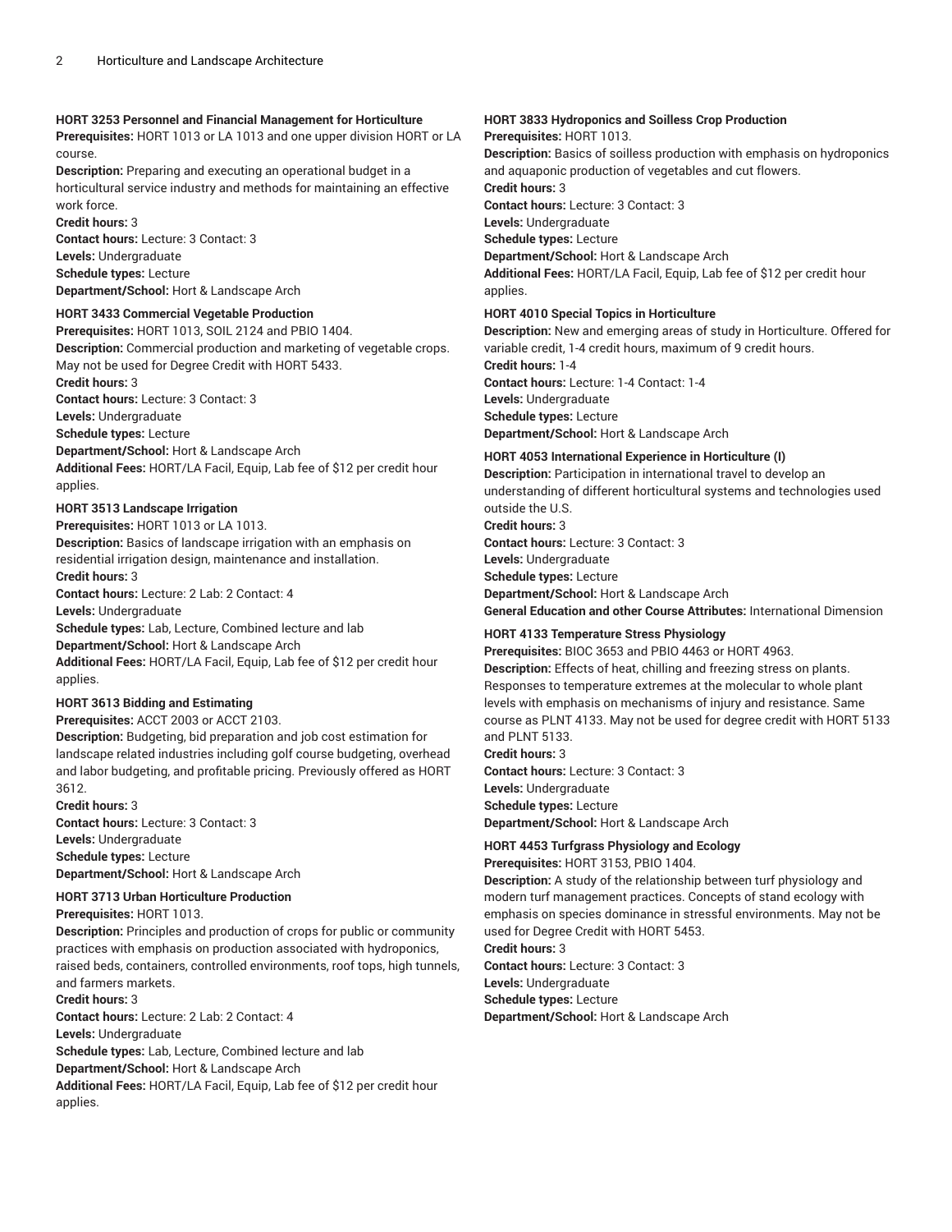**HORT 3253 Personnel and Financial Management for Horticulture**
**Prerequisites:** HORT 1013 or LA 1013 and one upper division HORT or LA course.
**Description:** Preparing and executing an operational budget in a horticultural service industry and methods for maintaining an effective work force.
**Credit hours:** 3
**Contact hours:** Lecture: 3 Contact: 3
**Levels:** Undergraduate
**Schedule types:** Lecture
**Department/School:** Hort & Landscape Arch

**HORT 3433 Commercial Vegetable Production**
**Prerequisites:** HORT 1013, SOIL 2124 and PBIO 1404.
**Description:** Commercial production and marketing of vegetable crops. May not be used for Degree Credit with HORT 5433.
**Credit hours:** 3
**Contact hours:** Lecture: 3 Contact: 3
**Levels:** Undergraduate
**Schedule types:** Lecture
**Department/School:** Hort & Landscape Arch
**Additional Fees:** HORT/LA Facil, Equip, Lab fee of $12 per credit hour applies.

**HORT 3513 Landscape Irrigation**
**Prerequisites:** HORT 1013 or LA 1013.
**Description:** Basics of landscape irrigation with an emphasis on residential irrigation design, maintenance and installation.
**Credit hours:** 3
**Contact hours:** Lecture: 2 Lab: 2 Contact: 4
**Levels:** Undergraduate
**Schedule types:** Lab, Lecture, Combined lecture and lab
**Department/School:** Hort & Landscape Arch
**Additional Fees:** HORT/LA Facil, Equip, Lab fee of $12 per credit hour applies.

**HORT 3613 Bidding and Estimating**
**Prerequisites:** ACCT 2003 or ACCT 2103.
**Description:** Budgeting, bid preparation and job cost estimation for landscape related industries including golf course budgeting, overhead and labor budgeting, and profitable pricing. Previously offered as HORT 3612.
**Credit hours:** 3
**Contact hours:** Lecture: 3 Contact: 3
**Levels:** Undergraduate
**Schedule types:** Lecture
**Department/School:** Hort & Landscape Arch

**HORT 3713 Urban Horticulture Production**
**Prerequisites:** HORT 1013.
**Description:** Principles and production of crops for public or community practices with emphasis on production associated with hydroponics, raised beds, containers, controlled environments, roof tops, high tunnels, and farmers markets.
**Credit hours:** 3
**Contact hours:** Lecture: 2 Lab: 2 Contact: 4
**Levels:** Undergraduate
**Schedule types:** Lab, Lecture, Combined lecture and lab
**Department/School:** Hort & Landscape Arch
**Additional Fees:** HORT/LA Facil, Equip, Lab fee of $12 per credit hour applies.

**HORT 3833 Hydroponics and Soilless Crop Production**
**Prerequisites:** HORT 1013.
**Description:** Basics of soilless production with emphasis on hydroponics and aquaponic production of vegetables and cut flowers.
**Credit hours:** 3
**Contact hours:** Lecture: 3 Contact: 3
**Levels:** Undergraduate
**Schedule types:** Lecture
**Department/School:** Hort & Landscape Arch
**Additional Fees:** HORT/LA Facil, Equip, Lab fee of $12 per credit hour applies.

**HORT 4010 Special Topics in Horticulture**
**Description:** New and emerging areas of study in Horticulture. Offered for variable credit, 1-4 credit hours, maximum of 9 credit hours.
**Credit hours:** 1-4
**Contact hours:** Lecture: 1-4 Contact: 1-4
**Levels:** Undergraduate
**Schedule types:** Lecture
**Department/School:** Hort & Landscape Arch

**HORT 4053 International Experience in Horticulture (I)**
**Description:** Participation in international travel to develop an understanding of different horticultural systems and technologies used outside the U.S.
**Credit hours:** 3
**Contact hours:** Lecture: 3 Contact: 3
**Levels:** Undergraduate
**Schedule types:** Lecture
**Department/School:** Hort & Landscape Arch
**General Education and other Course Attributes:** International Dimension

**HORT 4133 Temperature Stress Physiology**
**Prerequisites:** BIOC 3653 and PBIO 4463 or HORT 4963.
**Description:** Effects of heat, chilling and freezing stress on plants. Responses to temperature extremes at the molecular to whole plant levels with emphasis on mechanisms of injury and resistance. Same course as PLNT 4133. May not be used for degree credit with HORT 5133 and PLNT 5133.
**Credit hours:** 3
**Contact hours:** Lecture: 3 Contact: 3
**Levels:** Undergraduate
**Schedule types:** Lecture
**Department/School:** Hort & Landscape Arch

**HORT 4453 Turfgrass Physiology and Ecology**
**Prerequisites:** HORT 3153, PBIO 1404.
**Description:** A study of the relationship between turf physiology and modern turf management practices. Concepts of stand ecology with emphasis on species dominance in stressful environments. May not be used for Degree Credit with HORT 5453.
**Credit hours:** 3
**Contact hours:** Lecture: 3 Contact: 3
**Levels:** Undergraduate
**Schedule types:** Lecture
**Department/School:** Hort & Landscape Arch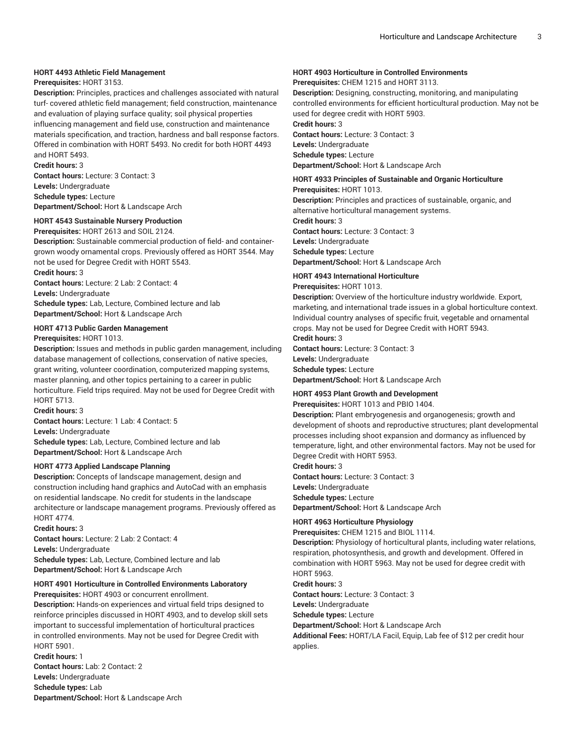**HORT 4493 Athletic Field Management**

**Prerequisites:** HORT 3153.

**Description:** Principles, practices and challenges associated with natural turf- covered athletic field management; field construction, maintenance and evaluation of playing surface quality; soil physical properties influencing management and field use, construction and maintenance materials specification, and traction, hardness and ball response factors. Offered in combination with HORT 5493. No credit for both HORT 4493 and HORT 5493.

**Credit hours:** 3

**Contact hours:** Lecture: 3 Contact: 3

**Levels:** Undergraduate

**Schedule types:** Lecture

**Department/School:** Hort & Landscape Arch

**HORT 4543 Sustainable Nursery Production**

**Prerequisites:** HORT 2613 and SOIL 2124.

**Description:** Sustainable commercial production of field- and container-grown woody ornamental crops. Previously offered as HORT 3544. May not be used for Degree Credit with HORT 5543.

**Credit hours:** 3

**Contact hours:** Lecture: 2 Lab: 2 Contact: 4

**Levels:** Undergraduate

**Schedule types:** Lab, Lecture, Combined lecture and lab

**Department/School:** Hort & Landscape Arch

**HORT 4713 Public Garden Management**

**Prerequisites:** HORT 1013.

**Description:** Issues and methods in public garden management, including database management of collections, conservation of native species, grant writing, volunteer coordination, computerized mapping systems, master planning, and other topics pertaining to a career in public horticulture. Field trips required. May not be used for Degree Credit with HORT 5713.

**Credit hours:** 3

**Contact hours:** Lecture: 1 Lab: 4 Contact: 5

**Levels:** Undergraduate

**Schedule types:** Lab, Lecture, Combined lecture and lab

**Department/School:** Hort & Landscape Arch

**HORT 4773 Applied Landscape Planning**

**Description:** Concepts of landscape management, design and construction including hand graphics and AutoCad with an emphasis on residential landscape. No credit for students in the landscape architecture or landscape management programs. Previously offered as HORT 4774.

**Credit hours:** 3

**Contact hours:** Lecture: 2 Lab: 2 Contact: 4

**Levels:** Undergraduate

**Schedule types:** Lab, Lecture, Combined lecture and lab

**Department/School:** Hort & Landscape Arch

**HORT 4901 Horticulture in Controlled Environments Laboratory**

**Prerequisites:** HORT 4903 or concurrent enrollment.

**Description:** Hands-on experiences and virtual field trips designed to reinforce principles discussed in HORT 4903, and to develop skill sets important to successful implementation of horticultural practices in controlled environments. May not be used for Degree Credit with HORT 5901.

**Credit hours:** 1

**Contact hours:** Lab: 2 Contact: 2

**Levels:** Undergraduate

**Schedule types:** Lab

**Department/School:** Hort & Landscape Arch

**HORT 4903 Horticulture in Controlled Environments**

**Prerequisites:** CHEM 1215 and HORT 3113.

**Description:** Designing, constructing, monitoring, and manipulating controlled environments for efficient horticultural production. May not be used for degree credit with HORT 5903.

**Credit hours:** 3

**Contact hours:** Lecture: 3 Contact: 3

**Levels:** Undergraduate

**Schedule types:** Lecture

**Department/School:** Hort & Landscape Arch

**HORT 4933 Principles of Sustainable and Organic Horticulture**

**Prerequisites:** HORT 1013.

**Description:** Principles and practices of sustainable, organic, and alternative horticultural management systems.

**Credit hours:** 3

**Contact hours:** Lecture: 3 Contact: 3

**Levels:** Undergraduate

**Schedule types:** Lecture

**Department/School:** Hort & Landscape Arch

**HORT 4943 International Horticulture**

**Prerequisites:** HORT 1013.

**Description:** Overview of the horticulture industry worldwide. Export, marketing, and international trade issues in a global horticulture context. Individual country analyses of specific fruit, vegetable and ornamental crops. May not be used for Degree Credit with HORT 5943.

**Credit hours:** 3

**Contact hours:** Lecture: 3 Contact: 3

**Levels:** Undergraduate

**Schedule types:** Lecture

**Department/School:** Hort & Landscape Arch

**HORT 4953 Plant Growth and Development**

**Prerequisites:** HORT 1013 and PBIO 1404.

**Description:** Plant embryogenesis and organogenesis; growth and development of shoots and reproductive structures; plant developmental processes including shoot expansion and dormancy as influenced by temperature, light, and other environmental factors. May not be used for Degree Credit with HORT 5953.

**Credit hours:** 3

**Contact hours:** Lecture: 3 Contact: 3

**Levels:** Undergraduate

**Schedule types:** Lecture

**Department/School:** Hort & Landscape Arch

**HORT 4963 Horticulture Physiology**

**Prerequisites:** CHEM 1215 and BIOL 1114.

**Description:** Physiology of horticultural plants, including water relations, respiration, photosynthesis, and growth and development. Offered in combination with HORT 5963. May not be used for degree credit with HORT 5963.

**Credit hours:** 3

**Contact hours:** Lecture: 3 Contact: 3

**Levels:** Undergraduate

**Schedule types:** Lecture

**Department/School:** Hort & Landscape Arch

**Additional Fees:** HORT/LA Facil, Equip, Lab fee of $12 per credit hour applies.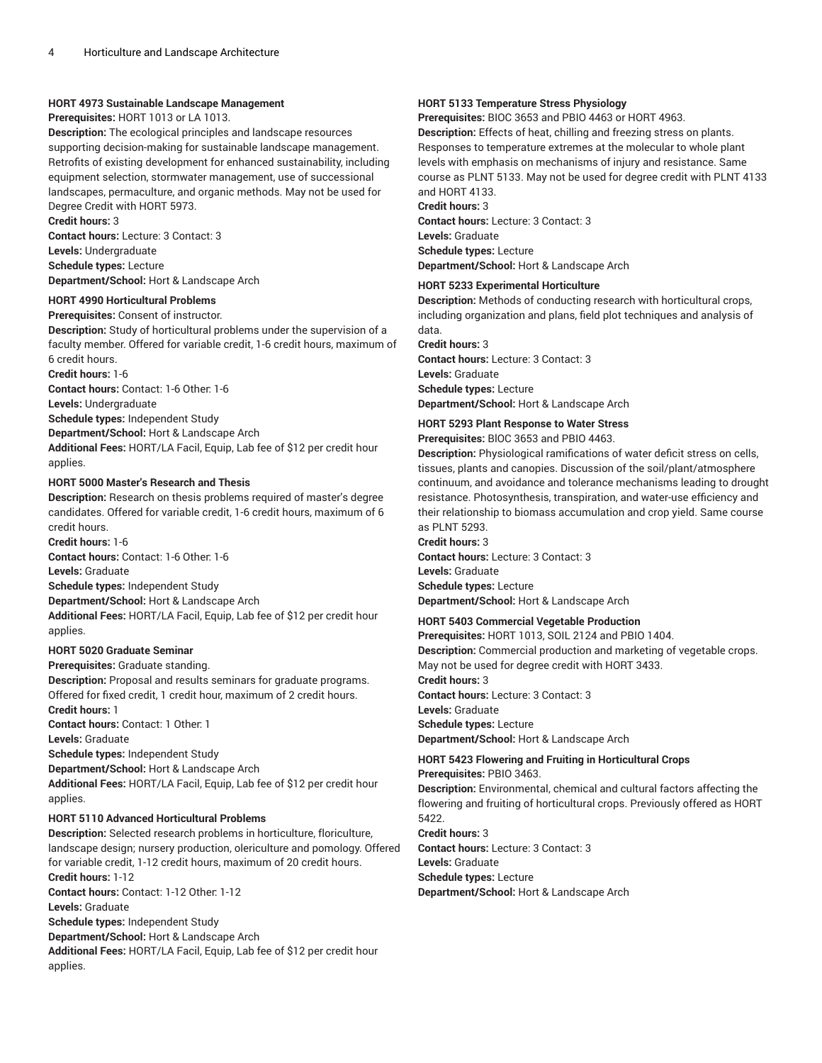#### HORT 4973 Sustainable Landscape Management

**Prerequisites:** HORT 1013 or LA 1013.
**Description:** The ecological principles and landscape resources supporting decision-making for sustainable landscape management. Retrofits of existing development for enhanced sustainability, including equipment selection, stormwater management, use of successional landscapes, permaculture, and organic methods. May not be used for Degree Credit with HORT 5973.
**Credit hours:** 3
**Contact hours:** Lecture: 3 Contact: 3
**Levels:** Undergraduate
**Schedule types:** Lecture
**Department/School:** Hort & Landscape Arch

#### HORT 4990 Horticultural Problems

**Prerequisites:** Consent of instructor.
**Description:** Study of horticultural problems under the supervision of a faculty member. Offered for variable credit, 1-6 credit hours, maximum of 6 credit hours.
**Credit hours:** 1-6
**Contact hours:** Contact: 1-6 Other: 1-6
**Levels:** Undergraduate
**Schedule types:** Independent Study
**Department/School:** Hort & Landscape Arch
**Additional Fees:** HORT/LA Facil, Equip, Lab fee of $12 per credit hour applies.

#### HORT 5000 Master's Research and Thesis

**Description:** Research on thesis problems required of master's degree candidates. Offered for variable credit, 1-6 credit hours, maximum of 6 credit hours.
**Credit hours:** 1-6
**Contact hours:** Contact: 1-6 Other: 1-6
**Levels:** Graduate
**Schedule types:** Independent Study
**Department/School:** Hort & Landscape Arch
**Additional Fees:** HORT/LA Facil, Equip, Lab fee of $12 per credit hour applies.

#### HORT 5020 Graduate Seminar

**Prerequisites:** Graduate standing.
**Description:** Proposal and results seminars for graduate programs. Offered for fixed credit, 1 credit hour, maximum of 2 credit hours.
**Credit hours:** 1
**Contact hours:** Contact: 1 Other: 1
**Levels:** Graduate
**Schedule types:** Independent Study
**Department/School:** Hort & Landscape Arch
**Additional Fees:** HORT/LA Facil, Equip, Lab fee of $12 per credit hour applies.

#### HORT 5110 Advanced Horticultural Problems

**Description:** Selected research problems in horticulture, floriculture, landscape design; nursery production, olericulture and pomology. Offered for variable credit, 1-12 credit hours, maximum of 20 credit hours.
**Credit hours:** 1-12
**Contact hours:** Contact: 1-12 Other: 1-12
**Levels:** Graduate
**Schedule types:** Independent Study
**Department/School:** Hort & Landscape Arch
**Additional Fees:** HORT/LA Facil, Equip, Lab fee of $12 per credit hour applies.

#### HORT 5133 Temperature Stress Physiology

**Prerequisites:** BIOC 3653 and PBIO 4463 or HORT 4963.
**Description:** Effects of heat, chilling and freezing stress on plants. Responses to temperature extremes at the molecular to whole plant levels with emphasis on mechanisms of injury and resistance. Same course as PLNT 5133. May not be used for degree credit with PLNT 4133 and HORT 4133.
**Credit hours:** 3
**Contact hours:** Lecture: 3 Contact: 3
**Levels:** Graduate
**Schedule types:** Lecture
**Department/School:** Hort & Landscape Arch

#### HORT 5233 Experimental Horticulture

**Description:** Methods of conducting research with horticultural crops, including organization and plans, field plot techniques and analysis of data.
**Credit hours:** 3
**Contact hours:** Lecture: 3 Contact: 3
**Levels:** Graduate
**Schedule types:** Lecture
**Department/School:** Hort & Landscape Arch

#### HORT 5293 Plant Response to Water Stress

**Prerequisites:** BIOC 3653 and PBIO 4463.
**Description:** Physiological ramifications of water deficit stress on cells, tissues, plants and canopies. Discussion of the soil/plant/atmosphere continuum, and avoidance and tolerance mechanisms leading to drought resistance. Photosynthesis, transpiration, and water-use efficiency and their relationship to biomass accumulation and crop yield. Same course as PLNT 5293.
**Credit hours:** 3
**Contact hours:** Lecture: 3 Contact: 3
**Levels:** Graduate
**Schedule types:** Lecture
**Department/School:** Hort & Landscape Arch

#### HORT 5403 Commercial Vegetable Production

**Prerequisites:** HORT 1013, SOIL 2124 and PBIO 1404.
**Description:** Commercial production and marketing of vegetable crops. May not be used for degree credit with HORT 3433.
**Credit hours:** 3
**Contact hours:** Lecture: 3 Contact: 3
**Levels:** Graduate
**Schedule types:** Lecture
**Department/School:** Hort & Landscape Arch

#### HORT 5423 Flowering and Fruiting in Horticultural Crops

**Prerequisites:** PBIO 3463.
**Description:** Environmental, chemical and cultural factors affecting the flowering and fruiting of horticultural crops. Previously offered as HORT 5422.
**Credit hours:** 3
**Contact hours:** Lecture: 3 Contact: 3
**Levels:** Graduate
**Schedule types:** Lecture
**Department/School:** Hort & Landscape Arch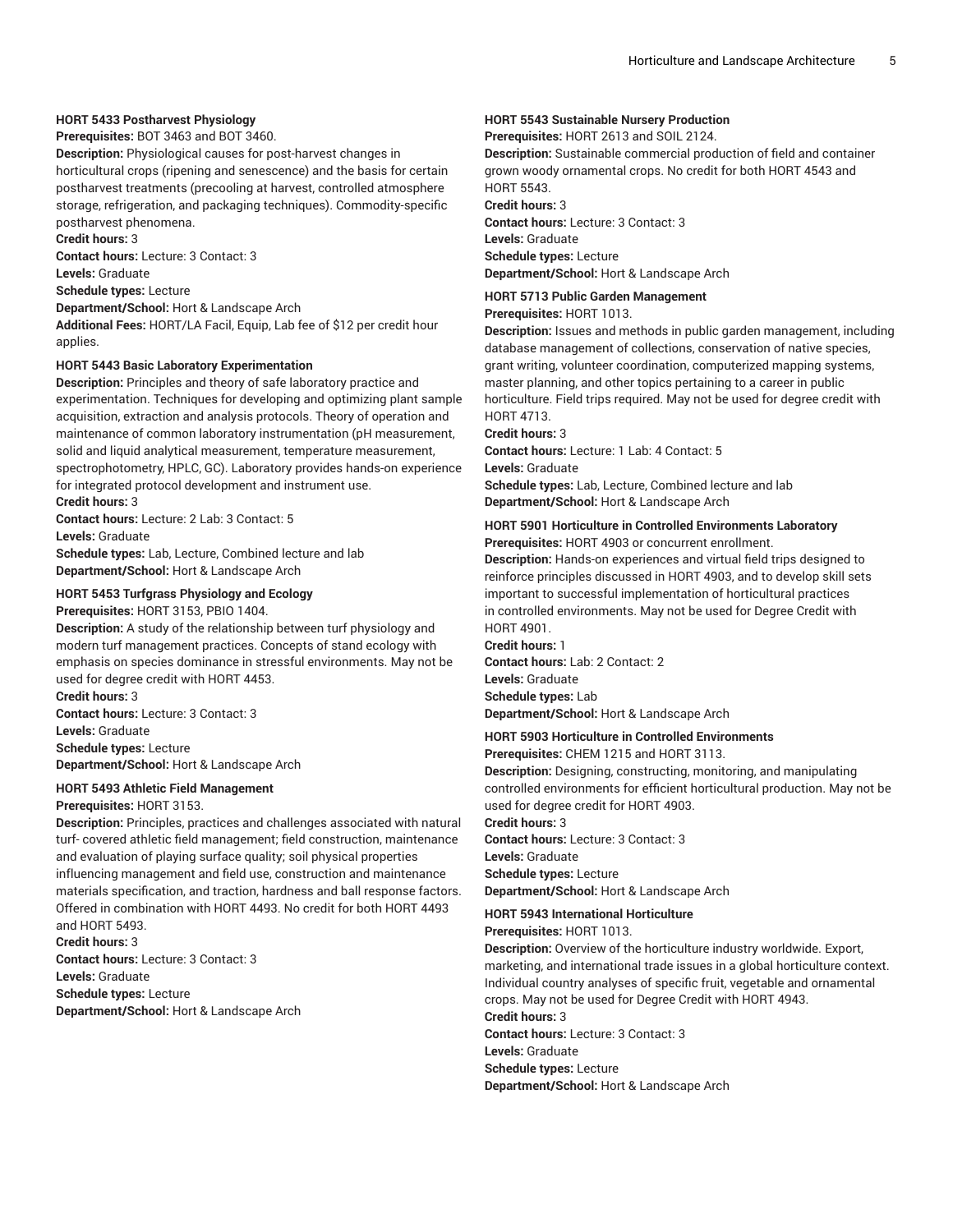**HORT 5433 Postharvest Physiology**

**Prerequisites:** BOT 3463 and BOT 3460.

**Description:** Physiological causes for post-harvest changes in horticultural crops (ripening and senescence) and the basis for certain postharvest treatments (precooling at harvest, controlled atmosphere storage, refrigeration, and packaging techniques). Commodity-specific postharvest phenomena.

**Credit hours:** 3

**Contact hours:** Lecture: 3 Contact: 3

**Levels:** Graduate

**Schedule types:** Lecture

**Department/School:** Hort & Landscape Arch

**Additional Fees:** HORT/LA Facil, Equip, Lab fee of $12 per credit hour applies.

**HORT 5443 Basic Laboratory Experimentation**

**Description:** Principles and theory of safe laboratory practice and experimentation. Techniques for developing and optimizing plant sample acquisition, extraction and analysis protocols. Theory of operation and maintenance of common laboratory instrumentation (pH measurement, solid and liquid analytical measurement, temperature measurement, spectrophotometry, HPLC, GC). Laboratory provides hands-on experience for integrated protocol development and instrument use.

**Credit hours:** 3

**Contact hours:** Lecture: 2 Lab: 3 Contact: 5

**Levels:** Graduate

**Schedule types:** Lab, Lecture, Combined lecture and lab

**Department/School:** Hort & Landscape Arch

**HORT 5453 Turfgrass Physiology and Ecology**

**Prerequisites:** HORT 3153, PBIO 1404.

**Description:** A study of the relationship between turf physiology and modern turf management practices. Concepts of stand ecology with emphasis on species dominance in stressful environments. May not be used for degree credit with HORT 4453.

**Credit hours:** 3

**Contact hours:** Lecture: 3 Contact: 3

**Levels:** Graduate

**Schedule types:** Lecture

**Department/School:** Hort & Landscape Arch

**HORT 5493 Athletic Field Management**

**Prerequisites:** HORT 3153.

**Description:** Principles, practices and challenges associated with natural turf- covered athletic field management; field construction, maintenance and evaluation of playing surface quality; soil physical properties influencing management and field use, construction and maintenance materials specification, and traction, hardness and ball response factors. Offered in combination with HORT 4493. No credit for both HORT 4493 and HORT 5493.

**Credit hours:** 3

**Contact hours:** Lecture: 3 Contact: 3

**Levels:** Graduate

**Schedule types:** Lecture

**Department/School:** Hort & Landscape Arch

**HORT 5543 Sustainable Nursery Production**

**Prerequisites:** HORT 2613 and SOIL 2124.

**Description:** Sustainable commercial production of field and container grown woody ornamental crops. No credit for both HORT 4543 and HORT 5543.

**Credit hours:** 3

**Contact hours:** Lecture: 3 Contact: 3

**Levels:** Graduate

**Schedule types:** Lecture

**Department/School:** Hort & Landscape Arch

**HORT 5713 Public Garden Management**

**Prerequisites:** HORT 1013.

**Description:** Issues and methods in public garden management, including database management of collections, conservation of native species, grant writing, volunteer coordination, computerized mapping systems, master planning, and other topics pertaining to a career in public horticulture. Field trips required. May not be used for degree credit with HORT 4713.

**Credit hours:** 3

**Contact hours:** Lecture: 1 Lab: 4 Contact: 5

**Levels:** Graduate

**Schedule types:** Lab, Lecture, Combined lecture and lab

**Department/School:** Hort & Landscape Arch

**HORT 5901 Horticulture in Controlled Environments Laboratory**

**Prerequisites:** HORT 4903 or concurrent enrollment.

**Description:** Hands-on experiences and virtual field trips designed to reinforce principles discussed in HORT 4903, and to develop skill sets important to successful implementation of horticultural practices in controlled environments. May not be used for Degree Credit with HORT 4901.

**Credit hours:** 1

**Contact hours:** Lab: 2 Contact: 2

**Levels:** Graduate

**Schedule types:** Lab

**Department/School:** Hort & Landscape Arch

**HORT 5903 Horticulture in Controlled Environments**

**Prerequisites:** CHEM 1215 and HORT 3113.

**Description:** Designing, constructing, monitoring, and manipulating controlled environments for efficient horticultural production. May not be used for degree credit for HORT 4903.

**Credit hours:** 3

**Contact hours:** Lecture: 3 Contact: 3

**Levels:** Graduate

**Schedule types:** Lecture

**Department/School:** Hort & Landscape Arch

**HORT 5943 International Horticulture**

**Prerequisites:** HORT 1013.

**Description:** Overview of the horticulture industry worldwide. Export, marketing, and international trade issues in a global horticulture context. Individual country analyses of specific fruit, vegetable and ornamental crops. May not be used for Degree Credit with HORT 4943.

**Credit hours:** 3

**Contact hours:** Lecture: 3 Contact: 3

**Levels:** Graduate

**Schedule types:** Lecture

**Department/School:** Hort & Landscape Arch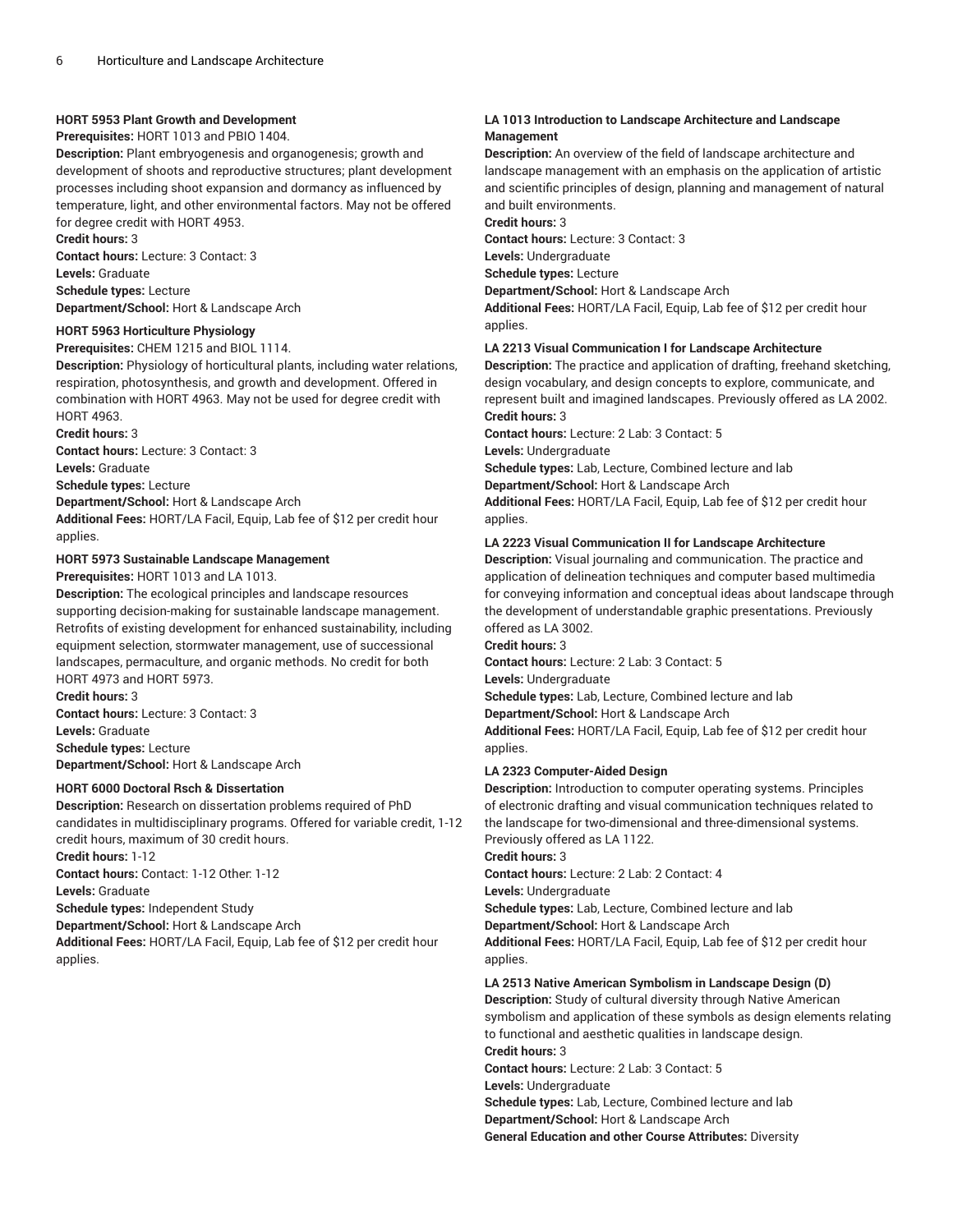**HORT 5953 Plant Growth and Development**
**Prerequisites:** HORT 1013 and PBIO 1404.
**Description:** Plant embryogenesis and organogenesis; growth and development of shoots and reproductive structures; plant development processes including shoot expansion and dormancy as influenced by temperature, light, and other environmental factors. May not be offered for degree credit with HORT 4953.
**Credit hours:** 3
**Contact hours:** Lecture: 3 Contact: 3
**Levels:** Graduate
**Schedule types:** Lecture
**Department/School:** Hort & Landscape Arch

**HORT 5963 Horticulture Physiology**
**Prerequisites:** CHEM 1215 and BIOL 1114.
**Description:** Physiology of horticultural plants, including water relations, respiration, photosynthesis, and growth and development. Offered in combination with HORT 4963. May not be used for degree credit with HORT 4963.
**Credit hours:** 3
**Contact hours:** Lecture: 3 Contact: 3
**Levels:** Graduate
**Schedule types:** Lecture
**Department/School:** Hort & Landscape Arch
**Additional Fees:** HORT/LA Facil, Equip, Lab fee of $12 per credit hour applies.

**HORT 5973 Sustainable Landscape Management**
**Prerequisites:** HORT 1013 and LA 1013.
**Description:** The ecological principles and landscape resources supporting decision-making for sustainable landscape management. Retrofits of existing development for enhanced sustainability, including equipment selection, stormwater management, use of successional landscapes, permaculture, and organic methods. No credit for both HORT 4973 and HORT 5973.
**Credit hours:** 3
**Contact hours:** Lecture: 3 Contact: 3
**Levels:** Graduate
**Schedule types:** Lecture
**Department/School:** Hort & Landscape Arch

**HORT 6000 Doctoral Rsch & Dissertation**
**Description:** Research on dissertation problems required of PhD candidates in multidisciplinary programs. Offered for variable credit, 1-12 credit hours, maximum of 30 credit hours.
**Credit hours:** 1-12
**Contact hours:** Contact: 1-12 Other: 1-12
**Levels:** Graduate
**Schedule types:** Independent Study
**Department/School:** Hort & Landscape Arch
**Additional Fees:** HORT/LA Facil, Equip, Lab fee of $12 per credit hour applies.

**LA 1013 Introduction to Landscape Architecture and Landscape Management**
**Description:** An overview of the field of landscape architecture and landscape management with an emphasis on the application of artistic and scientific principles of design, planning and management of natural and built environments.
**Credit hours:** 3
**Contact hours:** Lecture: 3 Contact: 3
**Levels:** Undergraduate
**Schedule types:** Lecture
**Department/School:** Hort & Landscape Arch
**Additional Fees:** HORT/LA Facil, Equip, Lab fee of $12 per credit hour applies.

**LA 2213 Visual Communication I for Landscape Architecture**
**Description:** The practice and application of drafting, freehand sketching, design vocabulary, and design concepts to explore, communicate, and represent built and imagined landscapes. Previously offered as LA 2002.
**Credit hours:** 3
**Contact hours:** Lecture: 2 Lab: 3 Contact: 5
**Levels:** Undergraduate
**Schedule types:** Lab, Lecture, Combined lecture and lab
**Department/School:** Hort & Landscape Arch
**Additional Fees:** HORT/LA Facil, Equip, Lab fee of $12 per credit hour applies.

**LA 2223 Visual Communication II for Landscape Architecture**
**Description:** Visual journaling and communication. The practice and application of delineation techniques and computer based multimedia for conveying information and conceptual ideas about landscape through the development of understandable graphic presentations. Previously offered as LA 3002.
**Credit hours:** 3
**Contact hours:** Lecture: 2 Lab: 3 Contact: 5
**Levels:** Undergraduate
**Schedule types:** Lab, Lecture, Combined lecture and lab
**Department/School:** Hort & Landscape Arch
**Additional Fees:** HORT/LA Facil, Equip, Lab fee of $12 per credit hour applies.

**LA 2323 Computer-Aided Design**
**Description:** Introduction to computer operating systems. Principles of electronic drafting and visual communication techniques related to the landscape for two-dimensional and three-dimensional systems. Previously offered as LA 1122.
**Credit hours:** 3
**Contact hours:** Lecture: 2 Lab: 2 Contact: 4
**Levels:** Undergraduate
**Schedule types:** Lab, Lecture, Combined lecture and lab
**Department/School:** Hort & Landscape Arch
**Additional Fees:** HORT/LA Facil, Equip, Lab fee of $12 per credit hour applies.

**LA 2513 Native American Symbolism in Landscape Design (D)**
**Description:** Study of cultural diversity through Native American symbolism and application of these symbols as design elements relating to functional and aesthetic qualities in landscape design.
**Credit hours:** 3
**Contact hours:** Lecture: 2 Lab: 3 Contact: 5
**Levels:** Undergraduate
**Schedule types:** Lab, Lecture, Combined lecture and lab
**Department/School:** Hort & Landscape Arch
**General Education and other Course Attributes:** Diversity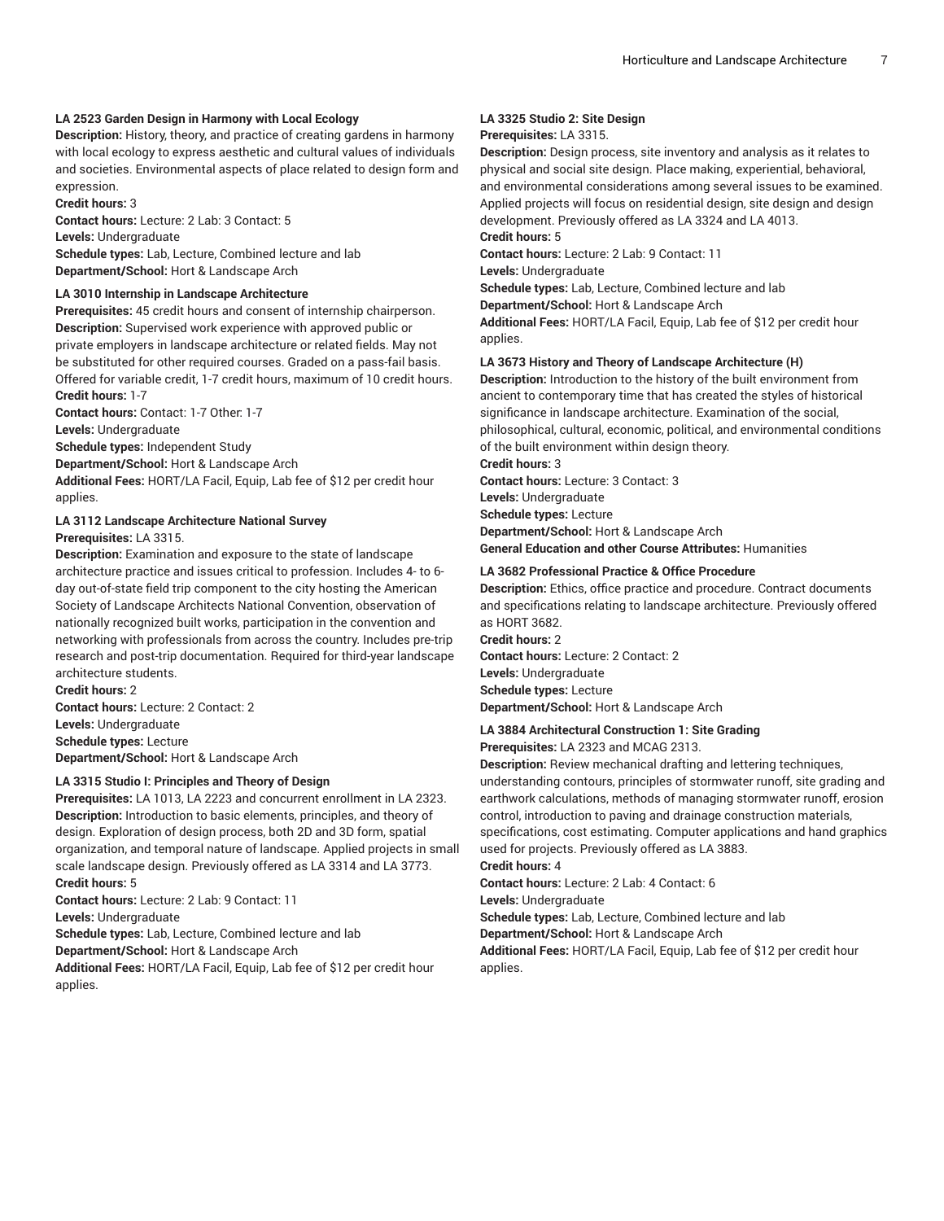#### LA 2523 Garden Design in Harmony with Local Ecology

**Description:** History, theory, and practice of creating gardens in harmony with local ecology to express aesthetic and cultural values of individuals and societies. Environmental aspects of place related to design form and expression.

**Credit hours:** 3

**Contact hours:** Lecture: 2 Lab: 3 Contact: 5

**Levels:** Undergraduate

**Schedule types:** Lab, Lecture, Combined lecture and lab

**Department/School:** Hort & Landscape Arch

#### LA 3010 Internship in Landscape Architecture

**Prerequisites:** 45 credit hours and consent of internship chairperson.

**Description:** Supervised work experience with approved public or private employers in landscape architecture or related fields. May not be substituted for other required courses. Graded on a pass-fail basis. Offered for variable credit, 1-7 credit hours, maximum of 10 credit hours.

**Credit hours:** 1-7

**Contact hours:** Contact: 1-7 Other: 1-7

**Levels:** Undergraduate

**Schedule types:** Independent Study

**Department/School:** Hort & Landscape Arch

**Additional Fees:** HORT/LA Facil, Equip, Lab fee of $12 per credit hour applies.

#### LA 3112 Landscape Architecture National Survey

**Prerequisites:** LA 3315.

**Description:** Examination and exposure to the state of landscape architecture practice and issues critical to profession. Includes 4- to 6-day out-of-state field trip component to the city hosting the American Society of Landscape Architects National Convention, observation of nationally recognized built works, participation in the convention and networking with professionals from across the country. Includes pre-trip research and post-trip documentation. Required for third-year landscape architecture students.

**Credit hours:** 2

**Contact hours:** Lecture: 2 Contact: 2

**Levels:** Undergraduate

**Schedule types:** Lecture

**Department/School:** Hort & Landscape Arch

#### LA 3315 Studio I: Principles and Theory of Design

**Prerequisites:** LA 1013, LA 2223 and concurrent enrollment in LA 2323.

**Description:** Introduction to basic elements, principles, and theory of design. Exploration of design process, both 2D and 3D form, spatial organization, and temporal nature of landscape. Applied projects in small scale landscape design. Previously offered as LA 3314 and LA 3773.

**Credit hours:** 5

**Contact hours:** Lecture: 2 Lab: 9 Contact: 11

**Levels:** Undergraduate

**Schedule types:** Lab, Lecture, Combined lecture and lab

**Department/School:** Hort & Landscape Arch

**Additional Fees:** HORT/LA Facil, Equip, Lab fee of $12 per credit hour applies.

#### LA 3325 Studio 2: Site Design

**Prerequisites:** LA 3315.

**Description:** Design process, site inventory and analysis as it relates to physical and social site design. Place making, experiential, behavioral, and environmental considerations among several issues to be examined. Applied projects will focus on residential design, site design and design development. Previously offered as LA 3324 and LA 4013.

**Credit hours:** 5

**Contact hours:** Lecture: 2 Lab: 9 Contact: 11

**Levels:** Undergraduate

**Schedule types:** Lab, Lecture, Combined lecture and lab

**Department/School:** Hort & Landscape Arch

**Additional Fees:** HORT/LA Facil, Equip, Lab fee of $12 per credit hour applies.

#### LA 3673 History and Theory of Landscape Architecture (H)

**Description:** Introduction to the history of the built environment from ancient to contemporary time that has created the styles of historical significance in landscape architecture. Examination of the social, philosophical, cultural, economic, political, and environmental conditions of the built environment within design theory.

**Credit hours:** 3

**Contact hours:** Lecture: 3 Contact: 3

**Levels:** Undergraduate

**Schedule types:** Lecture

**Department/School:** Hort & Landscape Arch

**General Education and other Course Attributes:** Humanities

#### LA 3682 Professional Practice & Office Procedure

**Description:** Ethics, office practice and procedure. Contract documents and specifications relating to landscape architecture. Previously offered as HORT 3682.

**Credit hours:** 2

**Contact hours:** Lecture: 2 Contact: 2

**Levels:** Undergraduate

**Schedule types:** Lecture

**Department/School:** Hort & Landscape Arch

#### LA 3884 Architectural Construction 1: Site Grading

**Prerequisites:** LA 2323 and MCAG 2313.

**Description:** Review mechanical drafting and lettering techniques, understanding contours, principles of stormwater runoff, site grading and earthwork calculations, methods of managing stormwater runoff, erosion control, introduction to paving and drainage construction materials, specifications, cost estimating. Computer applications and hand graphics used for projects. Previously offered as LA 3883.

**Credit hours:** 4

**Contact hours:** Lecture: 2 Lab: 4 Contact: 6

**Levels:** Undergraduate

**Schedule types:** Lab, Lecture, Combined lecture and lab

**Department/School:** Hort & Landscape Arch

**Additional Fees:** HORT/LA Facil, Equip, Lab fee of $12 per credit hour applies.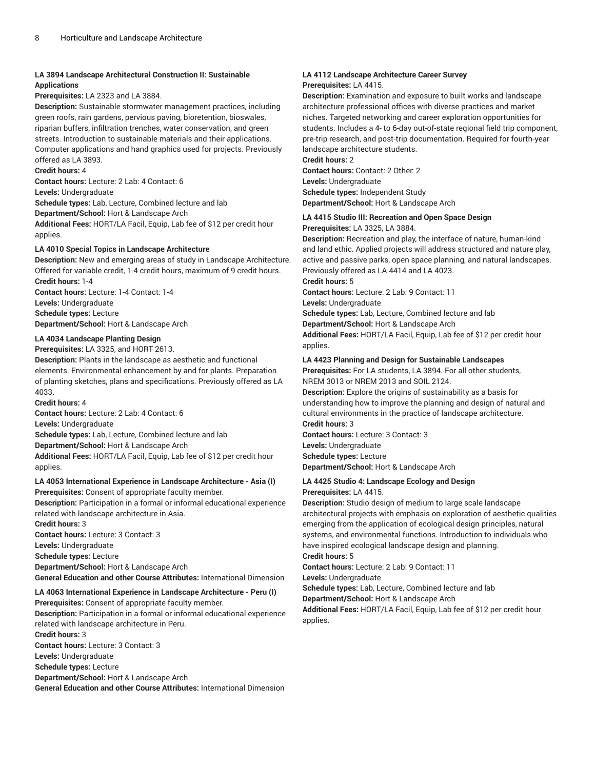**LA 3894 Landscape Architectural Construction II: Sustainable Applications**

**Prerequisites:** LA 2323 and LA 3884.

**Description:** Sustainable stormwater management practices, including green roofs, rain gardens, pervious paving, bioretention, bioswales, riparian buffers, infiltration trenches, water conservation, and green streets. Introduction to sustainable materials and their applications. Computer applications and hand graphics used for projects. Previously offered as LA 3893.

**Credit hours:** 4

**Contact hours:** Lecture: 2 Lab: 4 Contact: 6

**Levels:** Undergraduate

**Schedule types:** Lab, Lecture, Combined lecture and lab

**Department/School:** Hort & Landscape Arch

**Additional Fees:** HORT/LA Facil, Equip, Lab fee of $12 per credit hour applies.

**LA 4010 Special Topics in Landscape Architecture**

**Description:** New and emerging areas of study in Landscape Architecture. Offered for variable credit, 1-4 credit hours, maximum of 9 credit hours.

**Credit hours:** 1-4

**Contact hours:** Lecture: 1-4 Contact: 1-4

**Levels:** Undergraduate

**Schedule types:** Lecture

**Department/School:** Hort & Landscape Arch

**LA 4034 Landscape Planting Design**

**Prerequisites:** LA 3325, and HORT 2613.

**Description:** Plants in the landscape as aesthetic and functional elements. Environmental enhancement by and for plants. Preparation of planting sketches, plans and specifications. Previously offered as LA 4033.

**Credit hours:** 4

**Contact hours:** Lecture: 2 Lab: 4 Contact: 6

**Levels:** Undergraduate

**Schedule types:** Lab, Lecture, Combined lecture and lab

**Department/School:** Hort & Landscape Arch

**Additional Fees:** HORT/LA Facil, Equip, Lab fee of $12 per credit hour applies.

**LA 4053 International Experience in Landscape Architecture - Asia (I)**

**Prerequisites:** Consent of appropriate faculty member.

**Description:** Participation in a formal or informal educational experience related with landscape architecture in Asia.

**Credit hours:** 3

**Contact hours:** Lecture: 3 Contact: 3

**Levels:** Undergraduate

**Schedule types:** Lecture

**Department/School:** Hort & Landscape Arch

**General Education and other Course Attributes:** International Dimension

**LA 4063 International Experience in Landscape Architecture - Peru (I)**

**Prerequisites:** Consent of appropriate faculty member.

**Description:** Participation in a formal or informal educational experience related with landscape architecture in Peru.

**Credit hours:** 3

**Contact hours:** Lecture: 3 Contact: 3

**Levels:** Undergraduate

**Schedule types:** Lecture

**Department/School:** Hort & Landscape Arch

**General Education and other Course Attributes:** International Dimension

**LA 4112 Landscape Architecture Career Survey**

**Prerequisites:** LA 4415.

**Description:** Examination and exposure to built works and landscape architecture professional offices with diverse practices and market niches. Targeted networking and career exploration opportunities for students. Includes a 4- to 6-day out-of-state regional field trip component, pre-trip research, and post-trip documentation. Required for fourth-year landscape architecture students.

**Credit hours:** 2

**Contact hours:** Contact: 2 Other: 2

**Levels:** Undergraduate

**Schedule types:** Independent Study

**Department/School:** Hort & Landscape Arch

**LA 4415 Studio III: Recreation and Open Space Design**

**Prerequisites:** LA 3325, LA 3884.

**Description:** Recreation and play, the interface of nature, human-kind and land ethic. Applied projects will address structured and nature play, active and passive parks, open space planning, and natural landscapes. Previously offered as LA 4414 and LA 4023.

**Credit hours:** 5

**Contact hours:** Lecture: 2 Lab: 9 Contact: 11

**Levels:** Undergraduate

**Schedule types:** Lab, Lecture, Combined lecture and lab

**Department/School:** Hort & Landscape Arch

**Additional Fees:** HORT/LA Facil, Equip, Lab fee of $12 per credit hour applies.

**LA 4423 Planning and Design for Sustainable Landscapes**

**Prerequisites:** For LA students, LA 3894. For all other students, NREM 3013 or NREM 2013 and SOIL 2124.

**Description:** Explore the origins of sustainability as a basis for understanding how to improve the planning and design of natural and cultural environments in the practice of landscape architecture.

**Credit hours:** 3

**Contact hours:** Lecture: 3 Contact: 3

**Levels:** Undergraduate

**Schedule types:** Lecture

**Department/School:** Hort & Landscape Arch

**LA 4425 Studio 4: Landscape Ecology and Design**

**Prerequisites:** LA 4415.

**Description:** Studio design of medium to large scale landscape architectural projects with emphasis on exploration of aesthetic qualities emerging from the application of ecological design principles, natural systems, and environmental functions. Introduction to individuals who have inspired ecological landscape design and planning.

**Credit hours:** 5

**Contact hours:** Lecture: 2 Lab: 9 Contact: 11

**Levels:** Undergraduate

**Schedule types:** Lab, Lecture, Combined lecture and lab

**Department/School:** Hort & Landscape Arch

**Additional Fees:** HORT/LA Facil, Equip, Lab fee of $12 per credit hour applies.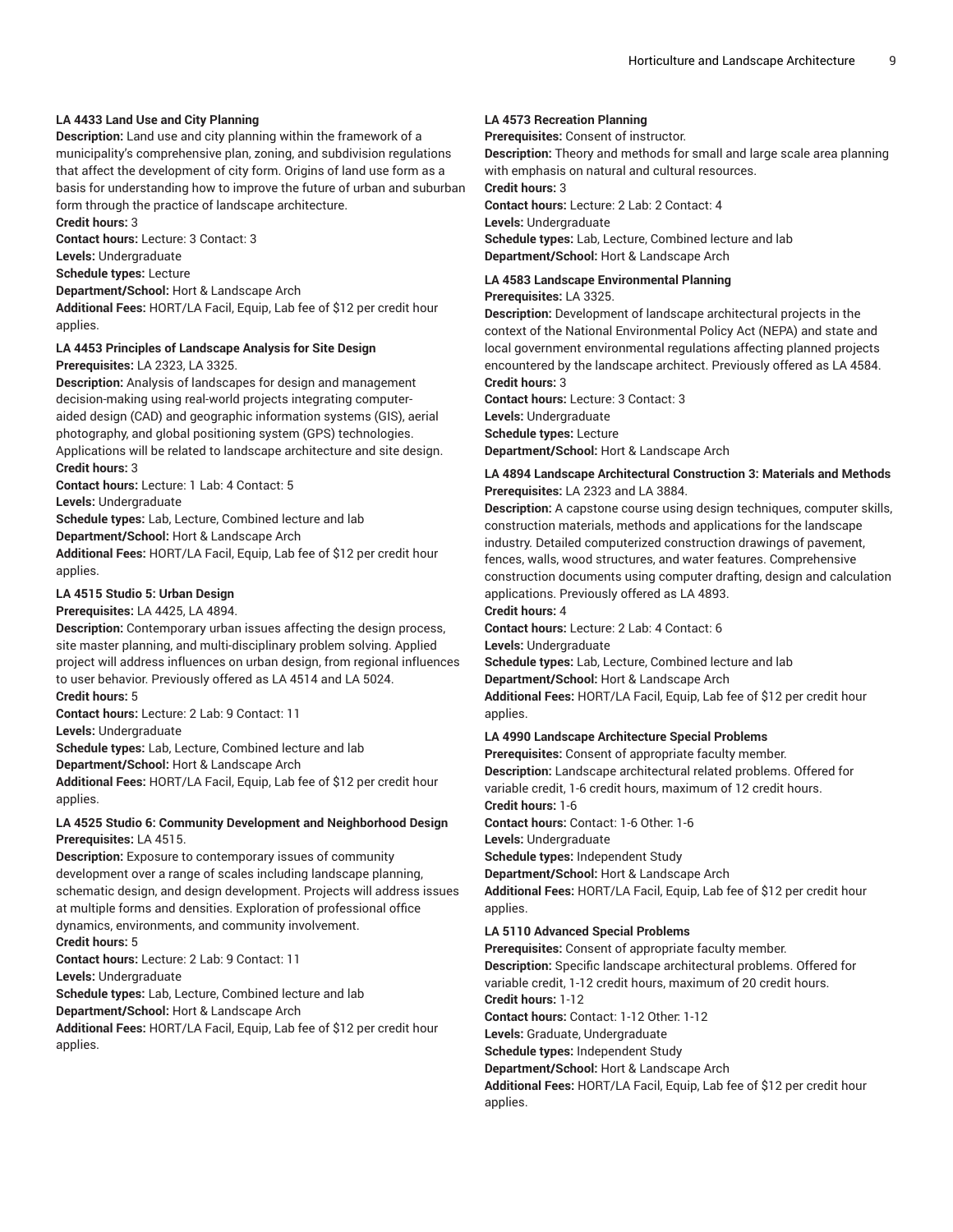**LA 4433 Land Use and City Planning**
**Description:** Land use and city planning within the framework of a municipality's comprehensive plan, zoning, and subdivision regulations that affect the development of city form. Origins of land use form as a basis for understanding how to improve the future of urban and suburban form through the practice of landscape architecture.
**Credit hours:** 3
**Contact hours:** Lecture: 3 Contact: 3
**Levels:** Undergraduate
**Schedule types:** Lecture
**Department/School:** Hort & Landscape Arch
**Additional Fees:** HORT/LA Facil, Equip, Lab fee of $12 per credit hour applies.

**LA 4453 Principles of Landscape Analysis for Site Design**
**Prerequisites:** LA 2323, LA 3325.
**Description:** Analysis of landscapes for design and management decision-making using real-world projects integrating computer-aided design (CAD) and geographic information systems (GIS), aerial photography, and global positioning system (GPS) technologies. Applications will be related to landscape architecture and site design.
**Credit hours:** 3
**Contact hours:** Lecture: 1 Lab: 4 Contact: 5
**Levels:** Undergraduate
**Schedule types:** Lab, Lecture, Combined lecture and lab
**Department/School:** Hort & Landscape Arch
**Additional Fees:** HORT/LA Facil, Equip, Lab fee of $12 per credit hour applies.

**LA 4515 Studio 5: Urban Design**
**Prerequisites:** LA 4425, LA 4894.
**Description:** Contemporary urban issues affecting the design process, site master planning, and multi-disciplinary problem solving. Applied project will address influences on urban design, from regional influences to user behavior. Previously offered as LA 4514 and LA 5024.
**Credit hours:** 5
**Contact hours:** Lecture: 2 Lab: 9 Contact: 11
**Levels:** Undergraduate
**Schedule types:** Lab, Lecture, Combined lecture and lab
**Department/School:** Hort & Landscape Arch
**Additional Fees:** HORT/LA Facil, Equip, Lab fee of $12 per credit hour applies.

**LA 4525 Studio 6: Community Development and Neighborhood Design**
**Prerequisites:** LA 4515.
**Description:** Exposure to contemporary issues of community development over a range of scales including landscape planning, schematic design, and design development. Projects will address issues at multiple forms and densities. Exploration of professional office dynamics, environments, and community involvement.
**Credit hours:** 5
**Contact hours:** Lecture: 2 Lab: 9 Contact: 11
**Levels:** Undergraduate
**Schedule types:** Lab, Lecture, Combined lecture and lab
**Department/School:** Hort & Landscape Arch
**Additional Fees:** HORT/LA Facil, Equip, Lab fee of $12 per credit hour applies.

**LA 4573 Recreation Planning**
**Prerequisites:** Consent of instructor.
**Description:** Theory and methods for small and large scale area planning with emphasis on natural and cultural resources.
**Credit hours:** 3
**Contact hours:** Lecture: 2 Lab: 2 Contact: 4
**Levels:** Undergraduate
**Schedule types:** Lab, Lecture, Combined lecture and lab
**Department/School:** Hort & Landscape Arch

**LA 4583 Landscape Environmental Planning**
**Prerequisites:** LA 3325.
**Description:** Development of landscape architectural projects in the context of the National Environmental Policy Act (NEPA) and state and local government environmental regulations affecting planned projects encountered by the landscape architect. Previously offered as LA 4584.
**Credit hours:** 3
**Contact hours:** Lecture: 3 Contact: 3
**Levels:** Undergraduate
**Schedule types:** Lecture
**Department/School:** Hort & Landscape Arch

**LA 4894 Landscape Architectural Construction 3: Materials and Methods**
**Prerequisites:** LA 2323 and LA 3884.
**Description:** A capstone course using design techniques, computer skills, construction materials, methods and applications for the landscape industry. Detailed computerized construction drawings of pavement, fences, walls, wood structures, and water features. Comprehensive construction documents using computer drafting, design and calculation applications. Previously offered as LA 4893.
**Credit hours:** 4
**Contact hours:** Lecture: 2 Lab: 4 Contact: 6
**Levels:** Undergraduate
**Schedule types:** Lab, Lecture, Combined lecture and lab
**Department/School:** Hort & Landscape Arch
**Additional Fees:** HORT/LA Facil, Equip, Lab fee of $12 per credit hour applies.

**LA 4990 Landscape Architecture Special Problems**
**Prerequisites:** Consent of appropriate faculty member.
**Description:** Landscape architectural related problems. Offered for variable credit, 1-6 credit hours, maximum of 12 credit hours.
**Credit hours:** 1-6
**Contact hours:** Contact: 1-6 Other: 1-6
**Levels:** Undergraduate
**Schedule types:** Independent Study
**Department/School:** Hort & Landscape Arch
**Additional Fees:** HORT/LA Facil, Equip, Lab fee of $12 per credit hour applies.

**LA 5110 Advanced Special Problems**
**Prerequisites:** Consent of appropriate faculty member.
**Description:** Specific landscape architectural problems. Offered for variable credit, 1-12 credit hours, maximum of 20 credit hours.
**Credit hours:** 1-12
**Contact hours:** Contact: 1-12 Other: 1-12
**Levels:** Graduate, Undergraduate
**Schedule types:** Independent Study
**Department/School:** Hort & Landscape Arch
**Additional Fees:** HORT/LA Facil, Equip, Lab fee of $12 per credit hour applies.